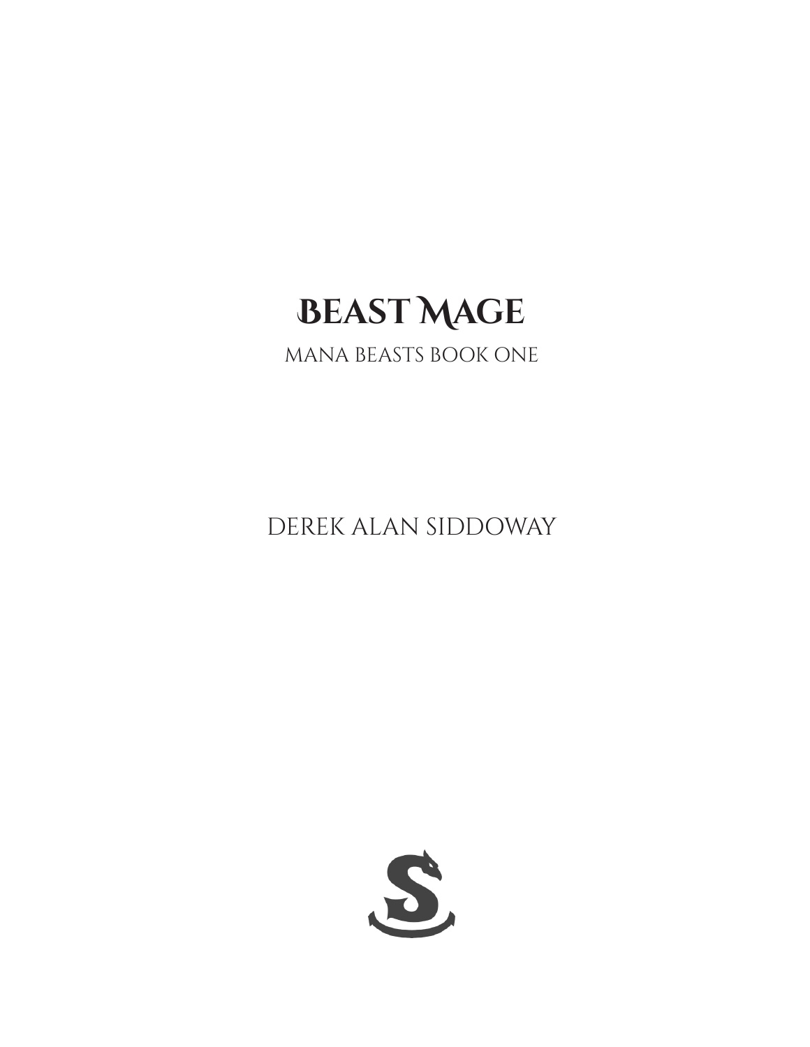# Beast Mage

## Mana Beasts Book One

Derek Alan Siddoway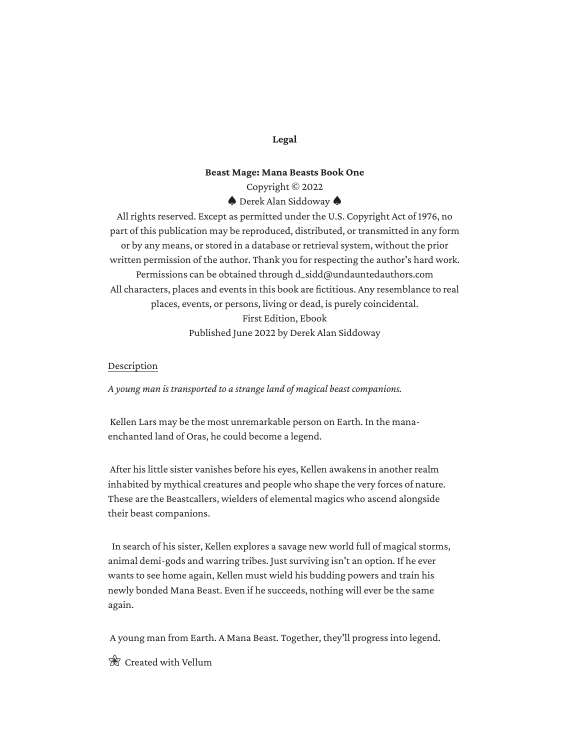**Legal**

**Beast Mage: Mana Beasts Book One**

Copyright © 2022

♠ Derek Alan Siddoway ♠

All rights reserved. Except as permitted under the U.S. Copyright Act of 1976, no part of this publication may be reproduced, distributed, or transmitted in any form or by any means, or stored in a database or retrieval system, without the prior written permission of the author. Thank you for respecting the author's hard work.

Permissions can be obtained through d_sidd@undauntedauthors.com

All characters, places and events in this book are fictitious. Any resemblance to real places, events, or persons, living or dead, is purely coincidental.

First Edition, Ebook

Published June 2022 by Derek Alan Siddoway

Description

*A young man is transported to a strange land of magical beast companions.*

Kellen Lars may be the most unremarkable person on Earth. In the mana-enchanted land of Oras, he could become a legend.

After his little sister vanishes before his eyes, Kellen awakens in another realm inhabited by mythical creatures and people who shape the very forces of nature. These are the Beastcallers, wielders of elemental magics who ascend alongside their beast companions.

In search of his sister, Kellen explores a savage new world full of magical storms, animal demi-gods and warring tribes. Just surviving isn't an option. If he ever wants to see home again, Kellen must wield his budding powers and train his newly bonded Mana Beast. Even if he succeeds, nothing will ever be the same again.

A young man from Earth. A Mana Beast. Together, they'll progress into legend.

Created with Vellum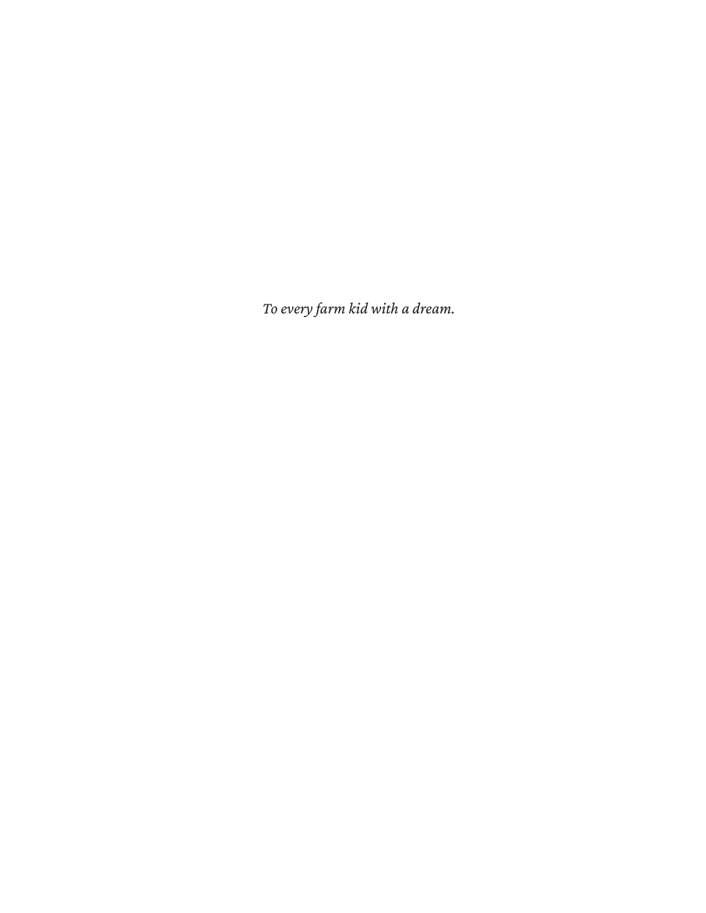*To every farm kid with a dream.*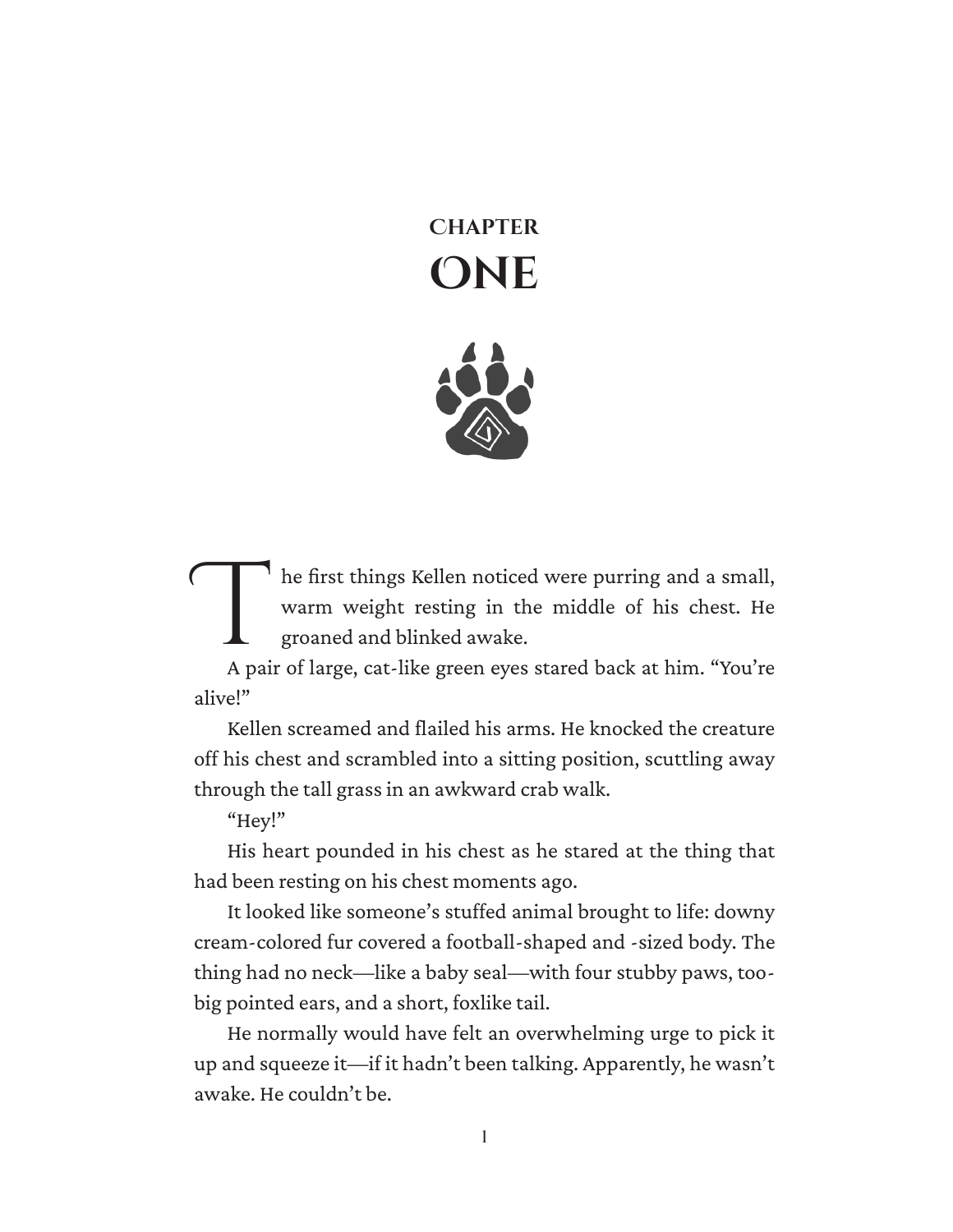# CHAPTER ONE

The first things Kellen noticed were purring and a small, warm weight resting in the middle of his chest. He groaned and blinked awake.

A pair of large, cat-like green eyes stared back at him. "You're alive!"

Kellen screamed and flailed his arms. He knocked the creature off his chest and scrambled into a sitting position, scuttling away through the tall grass in an awkward crab walk.

"Hey!"

His heart pounded in his chest as he stared at the thing that had been resting on his chest moments ago.

It looked like someone's stuffed animal brought to life: downy cream-colored fur covered a football-shaped and -sized body. The thing had no neck—like a baby seal—with four stubby paws, too-big pointed ears, and a short, foxlike tail.

He normally would have felt an overwhelming urge to pick it up and squeeze it—if it hadn't been talking. Apparently, he wasn't awake. He couldn't be.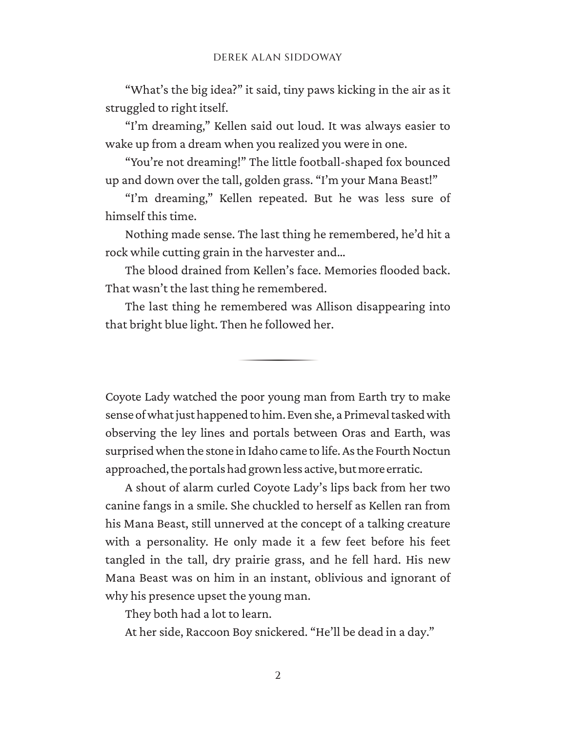"What's the big idea?" it said, tiny paws kicking in the air as it struggled to right itself.

"I'm dreaming," Kellen said out loud. It was always easier to wake up from a dream when you realized you were in one.

"You're not dreaming!" The little football-shaped fox bounced up and down over the tall, golden grass. "I'm your Mana Beast!"

"I'm dreaming," Kellen repeated. But he was less sure of himself this time.

Nothing made sense. The last thing he remembered, he'd hit a rock while cutting grain in the harvester and…

The blood drained from Kellen's face. Memories flooded back. That wasn't the last thing he remembered.

The last thing he remembered was Allison disappearing into that bright blue light. Then he followed her.

---

Coyote Lady watched the poor young man from Earth try to make sense of what just happened to him. Even she, a Primeval tasked with observing the ley lines and portals between Oras and Earth, was surprised when the stone in Idaho came to life. As the Fourth Noctun approached, the portals had grown less active, but more erratic.

A shout of alarm curled Coyote Lady's lips back from her two canine fangs in a smile. She chuckled to herself as Kellen ran from his Mana Beast, still unnerved at the concept of a talking creature with a personality. He only made it a few feet before his feet tangled in the tall, dry prairie grass, and he fell hard. His new Mana Beast was on him in an instant, oblivious and ignorant of why his presence upset the young man.

They both had a lot to learn.

At her side, Raccoon Boy snickered. "He'll be dead in a day."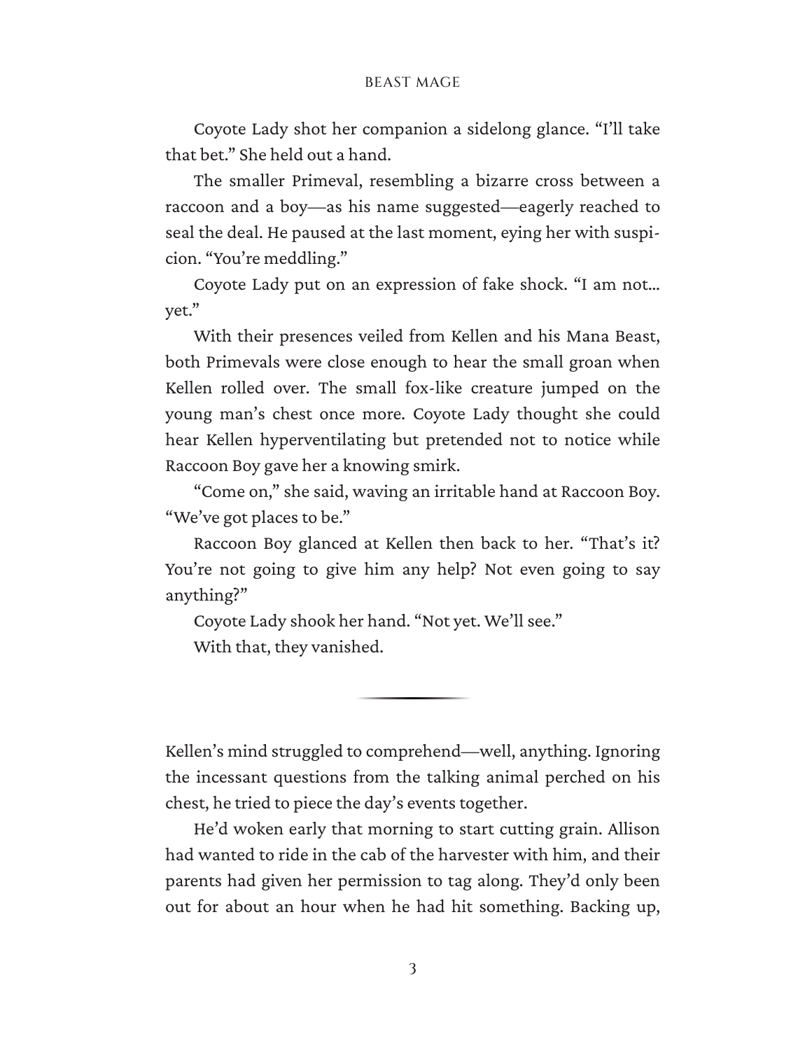Coyote Lady shot her companion a sidelong glance. "I'll take that bet." She held out a hand.

The smaller Primeval, resembling a bizarre cross between a raccoon and a boy—as his name suggested—eagerly reached to seal the deal. He paused at the last moment, eying her with suspicion. "You're meddling."

Coyote Lady put on an expression of fake shock. "I am not… yet."

With their presences veiled from Kellen and his Mana Beast, both Primevals were close enough to hear the small groan when Kellen rolled over. The small fox-like creature jumped on the young man's chest once more. Coyote Lady thought she could hear Kellen hyperventilating but pretended not to notice while Raccoon Boy gave her a knowing smirk.

"Come on," she said, waving an irritable hand at Raccoon Boy. "We've got places to be."

Raccoon Boy glanced at Kellen then back to her. "That's it? You're not going to give him any help? Not even going to say anything?"

Coyote Lady shook her hand. "Not yet. We'll see."

With that, they vanished.

---

Kellen's mind struggled to comprehend—well, anything. Ignoring the incessant questions from the talking animal perched on his chest, he tried to piece the day's events together.

He'd woken early that morning to start cutting grain. Allison had wanted to ride in the cab of the harvester with him, and their parents had given her permission to tag along. They'd only been out for about an hour when he had hit something. Backing up,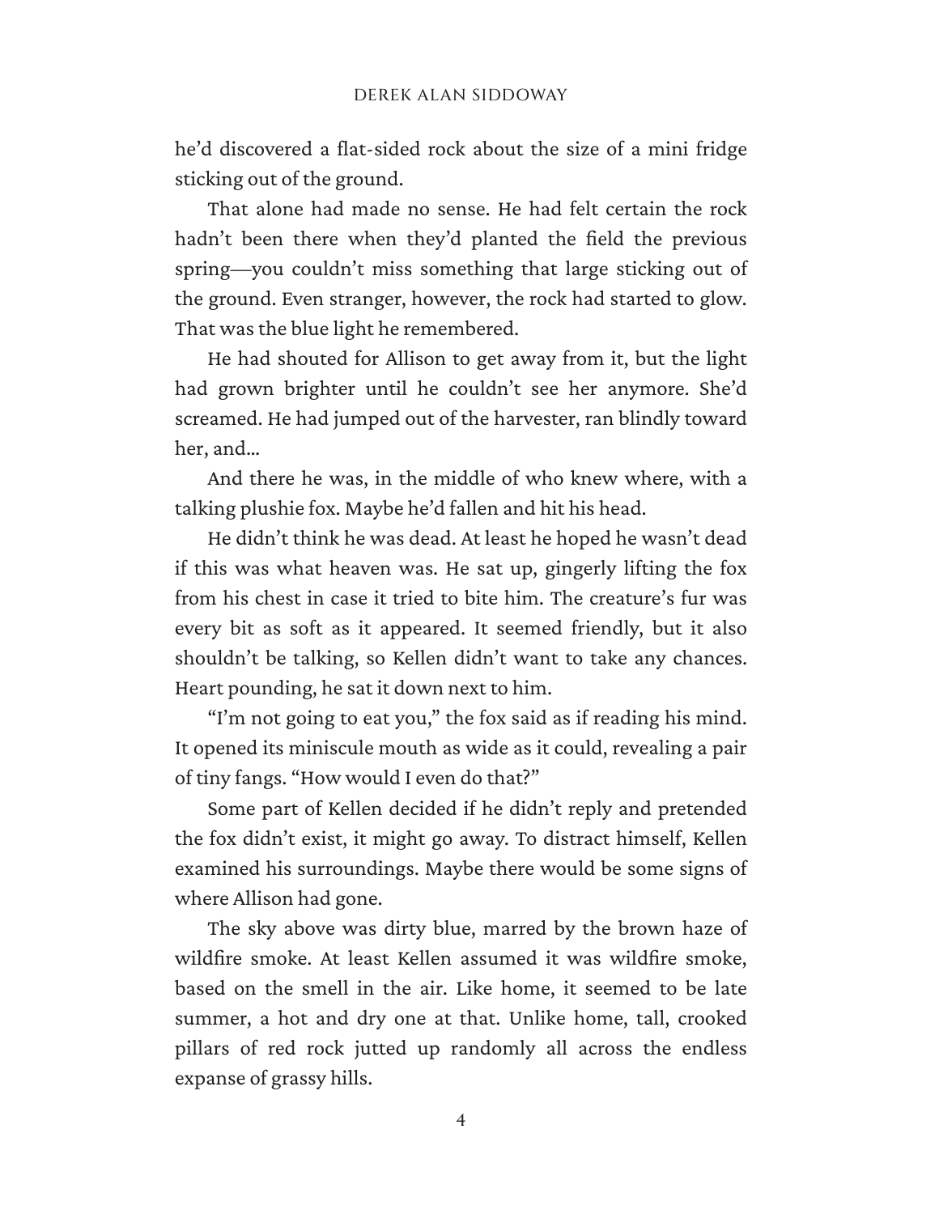he'd discovered a flat-sided rock about the size of a mini fridge sticking out of the ground.

That alone had made no sense. He had felt certain the rock hadn't been there when they'd planted the field the previous spring—you couldn't miss something that large sticking out of the ground. Even stranger, however, the rock had started to glow. That was the blue light he remembered.

He had shouted for Allison to get away from it, but the light had grown brighter until he couldn't see her anymore. She'd screamed. He had jumped out of the harvester, ran blindly toward her, and…

And there he was, in the middle of who knew where, with a talking plushie fox. Maybe he'd fallen and hit his head.

He didn't think he was dead. At least he hoped he wasn't dead if this was what heaven was. He sat up, gingerly lifting the fox from his chest in case it tried to bite him. The creature's fur was every bit as soft as it appeared. It seemed friendly, but it also shouldn't be talking, so Kellen didn't want to take any chances. Heart pounding, he sat it down next to him.

"I'm not going to eat you," the fox said as if reading his mind. It opened its miniscule mouth as wide as it could, revealing a pair of tiny fangs. "How would I even do that?"

Some part of Kellen decided if he didn't reply and pretended the fox didn't exist, it might go away. To distract himself, Kellen examined his surroundings. Maybe there would be some signs of where Allison had gone.

The sky above was dirty blue, marred by the brown haze of wildfire smoke. At least Kellen assumed it was wildfire smoke, based on the smell in the air. Like home, it seemed to be late summer, a hot and dry one at that. Unlike home, tall, crooked pillars of red rock jutted up randomly all across the endless expanse of grassy hills.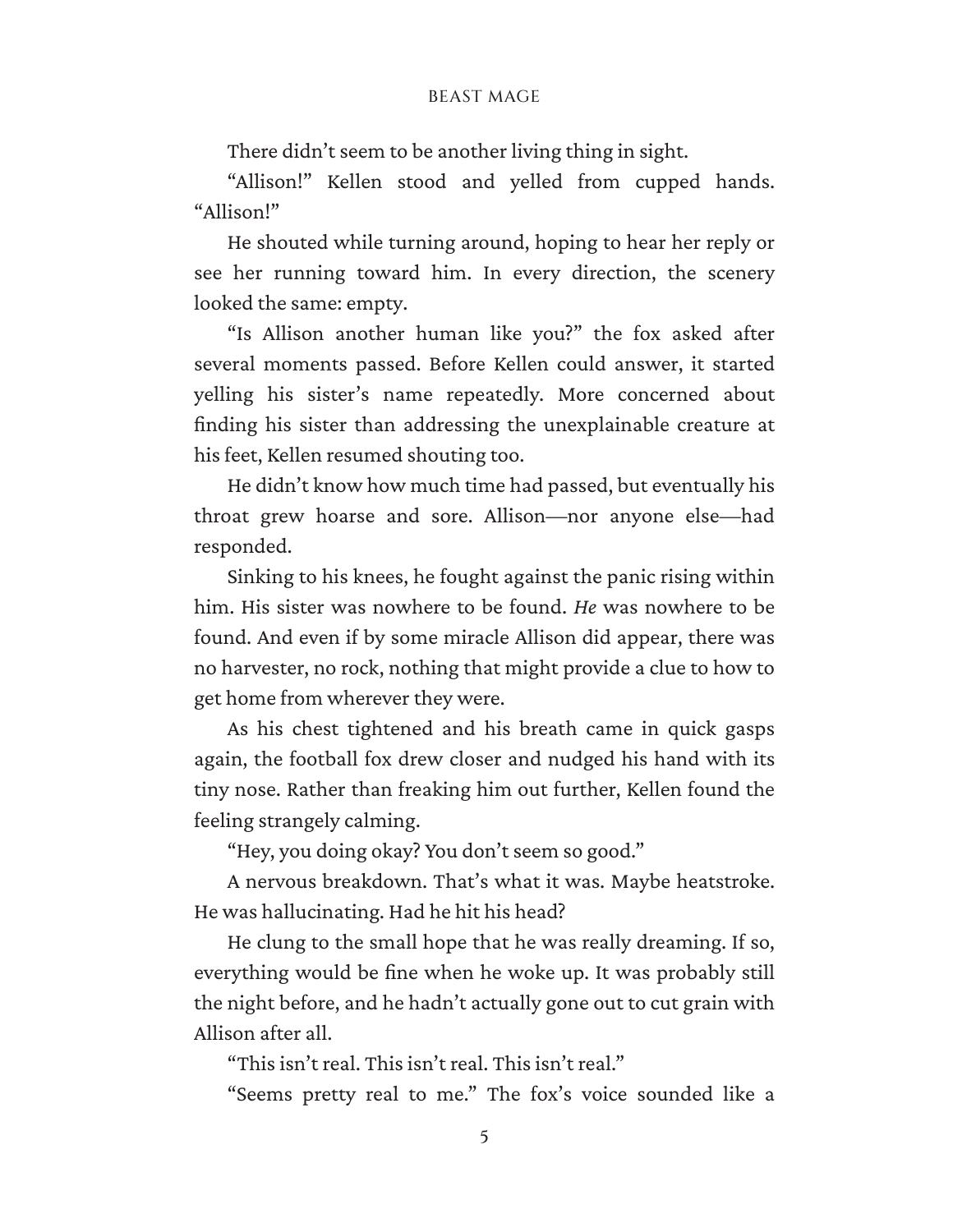There didn't seem to be another living thing in sight.

"Allison!" Kellen stood and yelled from cupped hands. "Allison!"

He shouted while turning around, hoping to hear her reply or see her running toward him. In every direction, the scenery looked the same: empty.

"Is Allison another human like you?" the fox asked after several moments passed. Before Kellen could answer, it started yelling his sister's name repeatedly. More concerned about finding his sister than addressing the unexplainable creature at his feet, Kellen resumed shouting too.

He didn't know how much time had passed, but eventually his throat grew hoarse and sore. Allison—nor anyone else—had responded.

Sinking to his knees, he fought against the panic rising within him. His sister was nowhere to be found. *He* was nowhere to be found. And even if by some miracle Allison did appear, there was no harvester, no rock, nothing that might provide a clue to how to get home from wherever they were.

As his chest tightened and his breath came in quick gasps again, the football fox drew closer and nudged his hand with its tiny nose. Rather than freaking him out further, Kellen found the feeling strangely calming.

"Hey, you doing okay? You don't seem so good."

A nervous breakdown. That's what it was. Maybe heatstroke. He was hallucinating. Had he hit his head?

He clung to the small hope that he was really dreaming. If so, everything would be fine when he woke up. It was probably still the night before, and he hadn't actually gone out to cut grain with Allison after all.

"This isn't real. This isn't real. This isn't real."

"Seems pretty real to me." The fox's voice sounded like a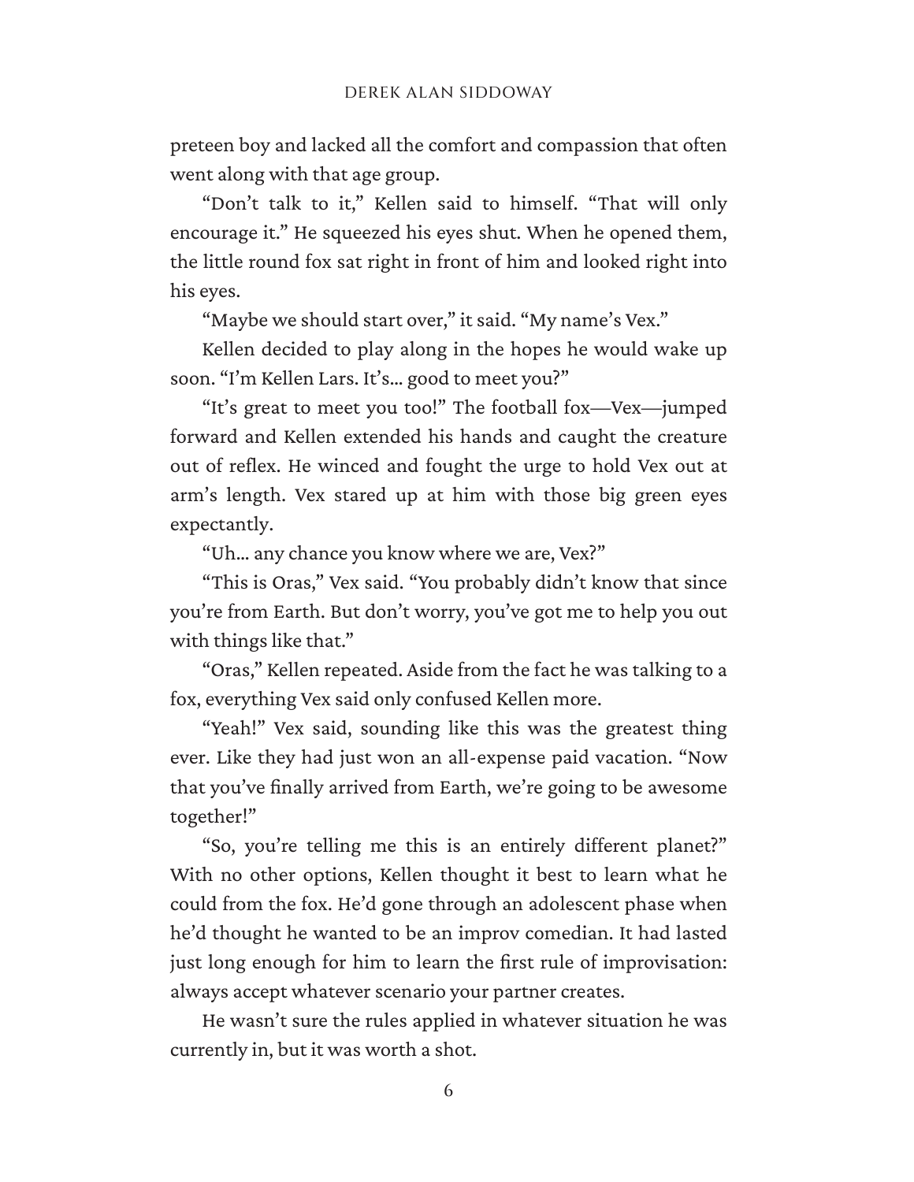preteen boy and lacked all the comfort and compassion that often went along with that age group.

"Don't talk to it," Kellen said to himself. "That will only encourage it." He squeezed his eyes shut. When he opened them, the little round fox sat right in front of him and looked right into his eyes.

"Maybe we should start over," it said. "My name's Vex."

Kellen decided to play along in the hopes he would wake up soon. "I'm Kellen Lars. It's… good to meet you?"

"It's great to meet you too!" The football fox—Vex—jumped forward and Kellen extended his hands and caught the creature out of reflex. He winced and fought the urge to hold Vex out at arm's length. Vex stared up at him with those big green eyes expectantly.

"Uh… any chance you know where we are, Vex?"

"This is Oras," Vex said. "You probably didn't know that since you're from Earth. But don't worry, you've got me to help you out with things like that."

"Oras," Kellen repeated. Aside from the fact he was talking to a fox, everything Vex said only confused Kellen more.

"Yeah!" Vex said, sounding like this was the greatest thing ever. Like they had just won an all-expense paid vacation. "Now that you've finally arrived from Earth, we're going to be awesome together!"

"So, you're telling me this is an entirely different planet?" With no other options, Kellen thought it best to learn what he could from the fox. He'd gone through an adolescent phase when he'd thought he wanted to be an improv comedian. It had lasted just long enough for him to learn the first rule of improvisation: always accept whatever scenario your partner creates.

He wasn't sure the rules applied in whatever situation he was currently in, but it was worth a shot.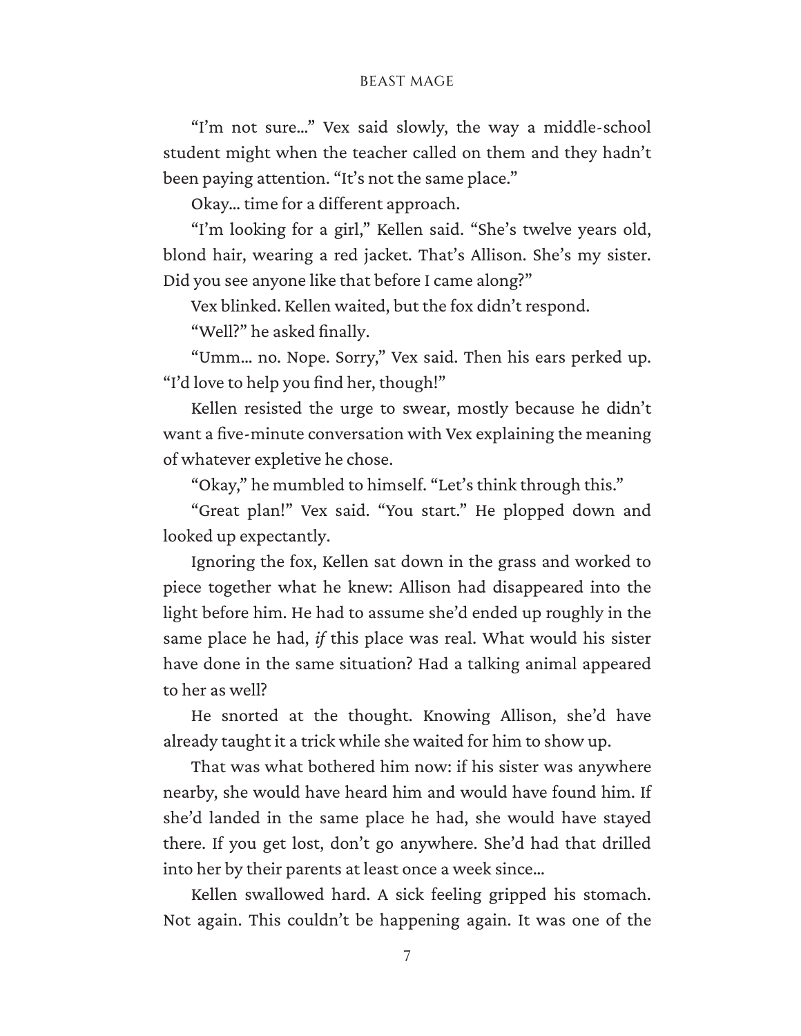"I'm not sure..." Vex said slowly, the way a middle-school student might when the teacher called on them and they hadn't been paying attention. "It's not the same place."

Okay... time for a different approach.

"I'm looking for a girl," Kellen said. "She's twelve years old, blond hair, wearing a red jacket. That's Allison. She's my sister. Did you see anyone like that before I came along?"

Vex blinked. Kellen waited, but the fox didn't respond.

"Well?" he asked finally.

"Umm... no. Nope. Sorry," Vex said. Then his ears perked up. "I'd love to help you find her, though!"

Kellen resisted the urge to swear, mostly because he didn't want a five-minute conversation with Vex explaining the meaning of whatever expletive he chose.

"Okay," he mumbled to himself. "Let's think through this."

"Great plan!" Vex said. "You start." He plopped down and looked up expectantly.

Ignoring the fox, Kellen sat down in the grass and worked to piece together what he knew: Allison had disappeared into the light before him. He had to assume she'd ended up roughly in the same place he had, *if* this place was real. What would his sister have done in the same situation? Had a talking animal appeared to her as well?

He snorted at the thought. Knowing Allison, she'd have already taught it a trick while she waited for him to show up.

That was what bothered him now: if his sister was anywhere nearby, she would have heard him and would have found him. If she'd landed in the same place he had, she would have stayed there. If you get lost, don't go anywhere. She'd had that drilled into her by their parents at least once a week since...

Kellen swallowed hard. A sick feeling gripped his stomach. Not again. This couldn't be happening again. It was one of the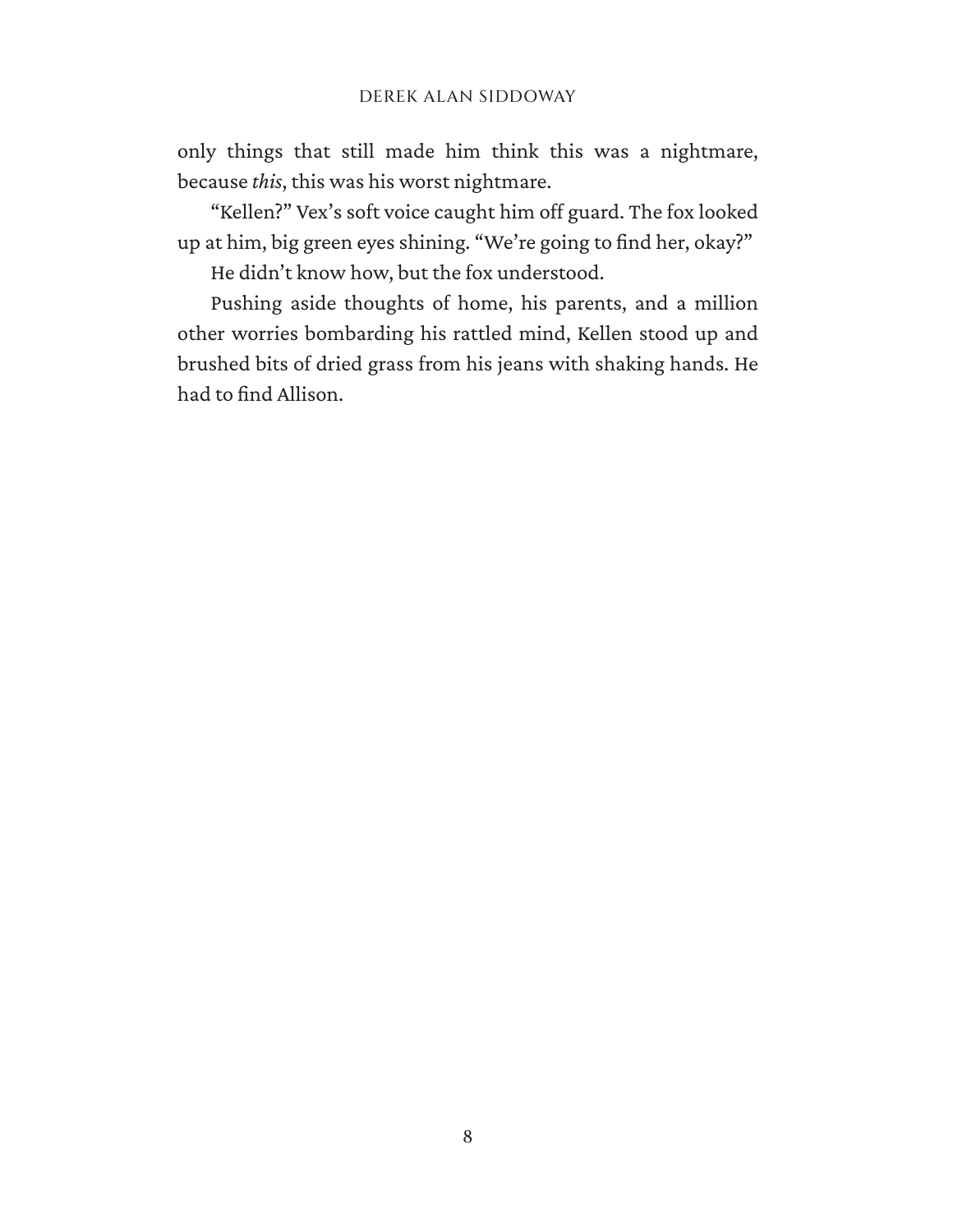only things that still made him think this was a nightmare, because *this*, this was his worst nightmare.

"Kellen?" Vex's soft voice caught him off guard. The fox looked up at him, big green eyes shining. "We're going to find her, okay?"

He didn't know how, but the fox understood.

Pushing aside thoughts of home, his parents, and a million other worries bombarding his rattled mind, Kellen stood up and brushed bits of dried grass from his jeans with shaking hands. He had to find Allison.